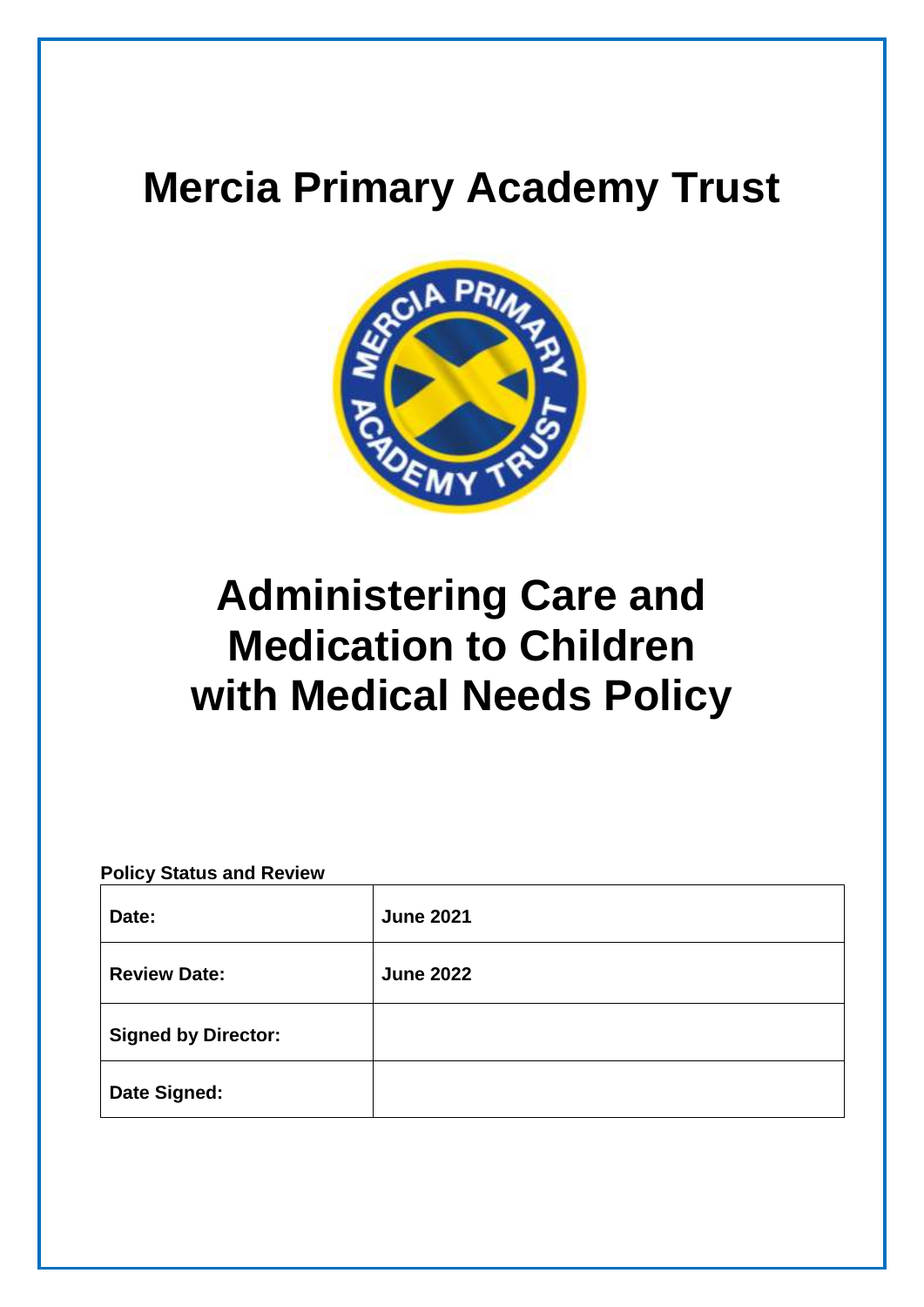# Mercia Primary Academy Trust

# Administering Care and Medication to Children with Medical Needs Policy

**Policy Status and Review**

| **Date:** | **June 2021** |
| --- | --- |
| **Review Date:** | **June 2022** |
| **Signed by Director:** | |
| **Date Signed:** | |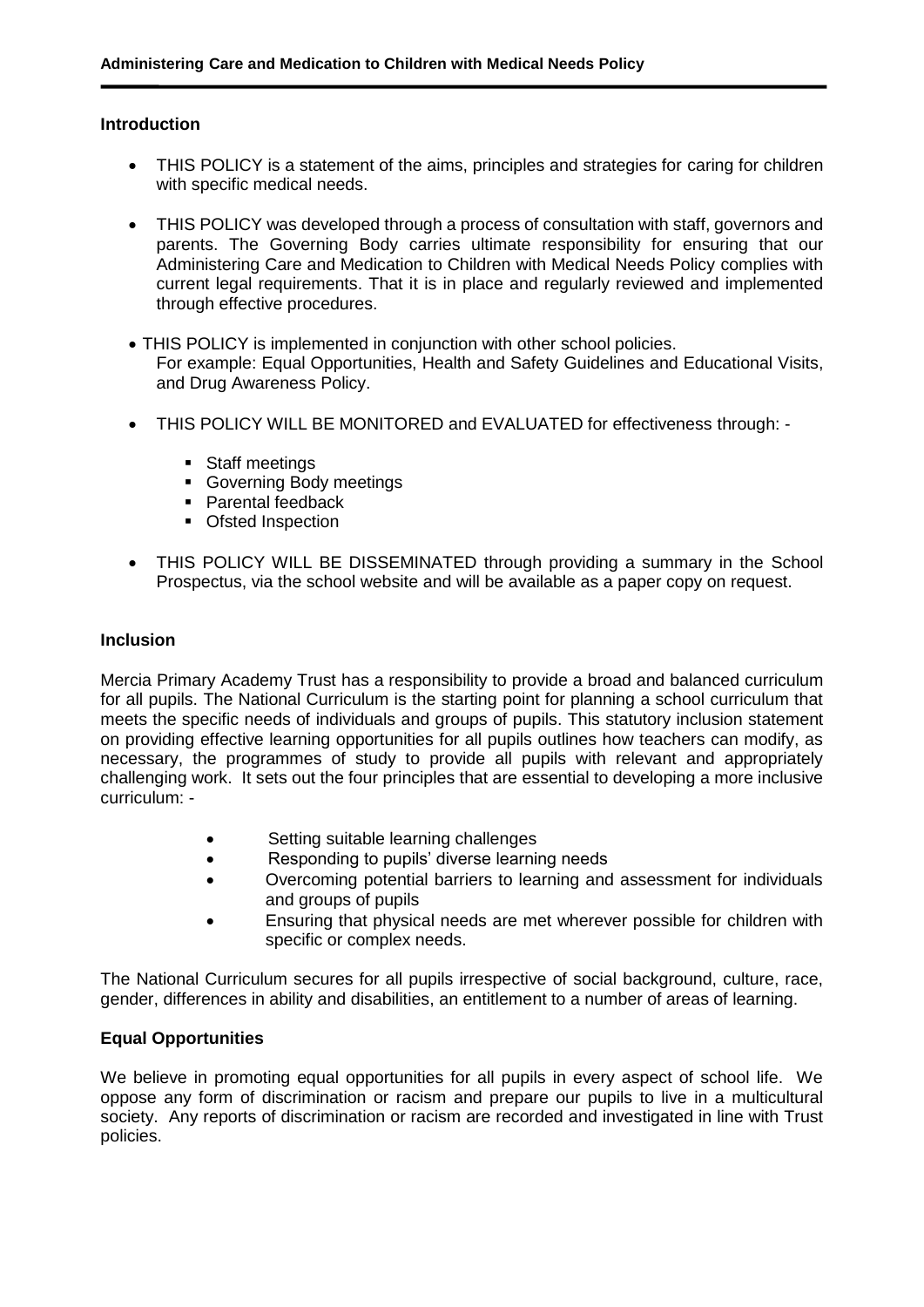### Introduction

- THIS POLICY is a statement of the aims, principles and strategies for caring for children with specific medical needs.
- THIS POLICY was developed through a process of consultation with staff, governors and parents. The Governing Body carries ultimate responsibility for ensuring that our Administering Care and Medication to Children with Medical Needs Policy complies with current legal requirements. That it is in place and regularly reviewed and implemented through effective procedures.
- THIS POLICY is implemented in conjunction with other school policies. For example: Equal Opportunities, Health and Safety Guidelines and Educational Visits, and Drug Awareness Policy.
- THIS POLICY WILL BE MONITORED and EVALUATED for effectiveness through: -
  - Staff meetings
  - Governing Body meetings
  - Parental feedback
  - Ofsted Inspection
- THIS POLICY WILL BE DISSEMINATED through providing a summary in the School Prospectus, via the school website and will be available as a paper copy on request.

### Inclusion

Mercia Primary Academy Trust has a responsibility to provide a broad and balanced curriculum for all pupils. The National Curriculum is the starting point for planning a school curriculum that meets the specific needs of individuals and groups of pupils. This statutory inclusion statement on providing effective learning opportunities for all pupils outlines how teachers can modify, as necessary, the programmes of study to provide all pupils with relevant and appropriately challenging work. It sets out the four principles that are essential to developing a more inclusive curriculum: -

- Setting suitable learning challenges
- Responding to pupils' diverse learning needs
- Overcoming potential barriers to learning and assessment for individuals and groups of pupils
- Ensuring that physical needs are met wherever possible for children with specific or complex needs.

The National Curriculum secures for all pupils irrespective of social background, culture, race, gender, differences in ability and disabilities, an entitlement to a number of areas of learning.

### Equal Opportunities

We believe in promoting equal opportunities for all pupils in every aspect of school life. We oppose any form of discrimination or racism and prepare our pupils to live in a multicultural society. Any reports of discrimination or racism are recorded and investigated in line with Trust policies.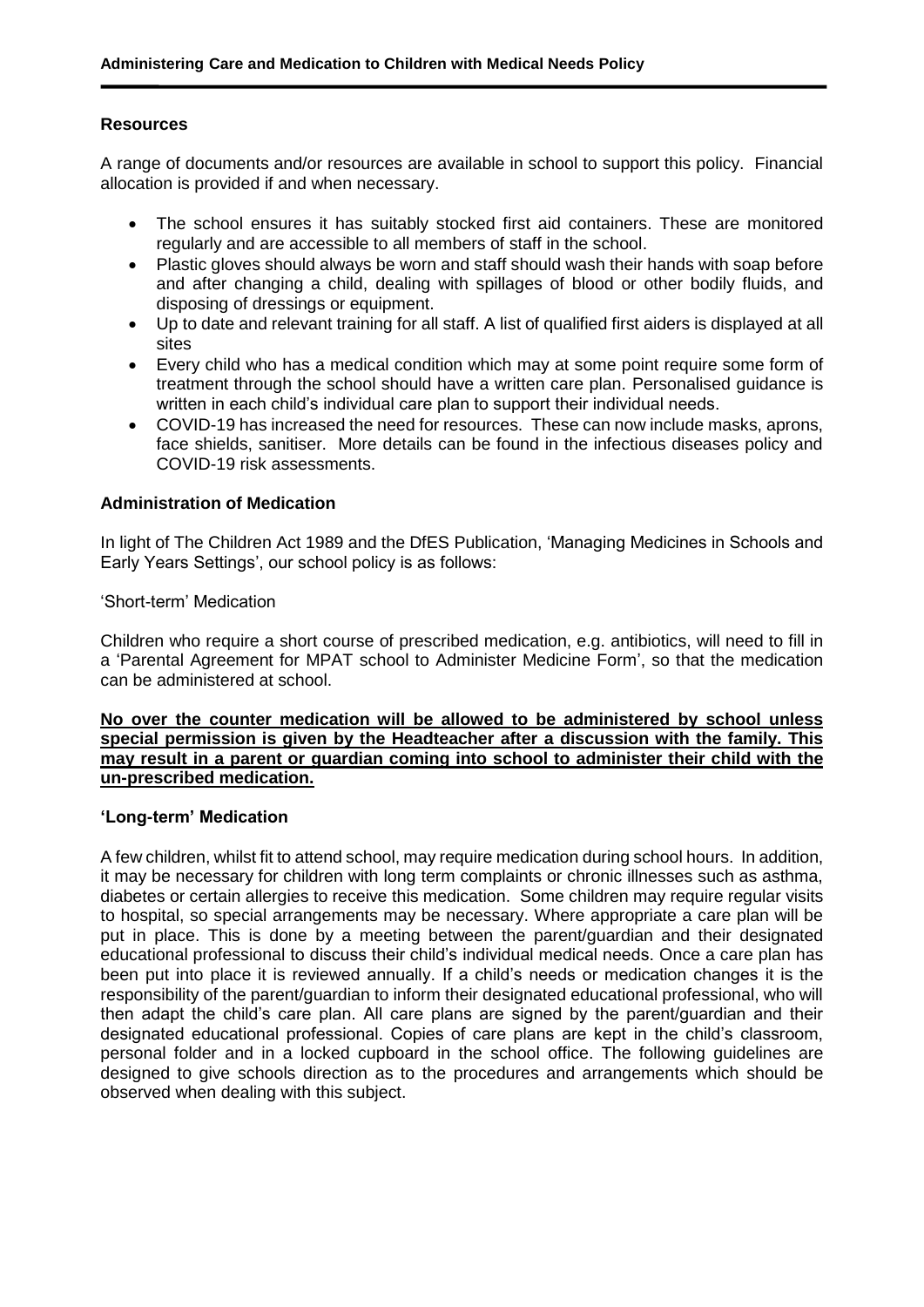## Resources

A range of documents and/or resources are available in school to support this policy. Financial allocation is provided if and when necessary.

- The school ensures it has suitably stocked first aid containers. These are monitored regularly and are accessible to all members of staff in the school.
- Plastic gloves should always be worn and staff should wash their hands with soap before and after changing a child, dealing with spillages of blood or other bodily fluids, and disposing of dressings or equipment.
- Up to date and relevant training for all staff. A list of qualified first aiders is displayed at all sites
- Every child who has a medical condition which may at some point require some form of treatment through the school should have a written care plan. Personalised guidance is written in each child's individual care plan to support their individual needs.
- COVID-19 has increased the need for resources. These can now include masks, aprons, face shields, sanitiser. More details can be found in the infectious diseases policy and COVID-19 risk assessments.

## Administration of Medication

In light of The Children Act 1989 and the DfES Publication, 'Managing Medicines in Schools and Early Years Settings', our school policy is as follows:

'Short-term' Medication

Children who require a short course of prescribed medication, e.g. antibiotics, will need to fill in a 'Parental Agreement for MPAT school to Administer Medicine Form', so that the medication can be administered at school.

<u>**No over the counter medication will be allowed to be administered by school unless special permission is given by the Headteacher after a discussion with the family. This may result in a parent or guardian coming into school to administer their child with the un-prescribed medication.**</u>

### 'Long-term' Medication

A few children, whilst fit to attend school, may require medication during school hours. In addition, it may be necessary for children with long term complaints or chronic illnesses such as asthma, diabetes or certain allergies to receive this medication. Some children may require regular visits to hospital, so special arrangements may be necessary. Where appropriate a care plan will be put in place. This is done by a meeting between the parent/guardian and their designated educational professional to discuss their child's individual medical needs. Once a care plan has been put into place it is reviewed annually. If a child's needs or medication changes it is the responsibility of the parent/guardian to inform their designated educational professional, who will then adapt the child's care plan. All care plans are signed by the parent/guardian and their designated educational professional. Copies of care plans are kept in the child's classroom, personal folder and in a locked cupboard in the school office. The following guidelines are designed to give schools direction as to the procedures and arrangements which should be observed when dealing with this subject.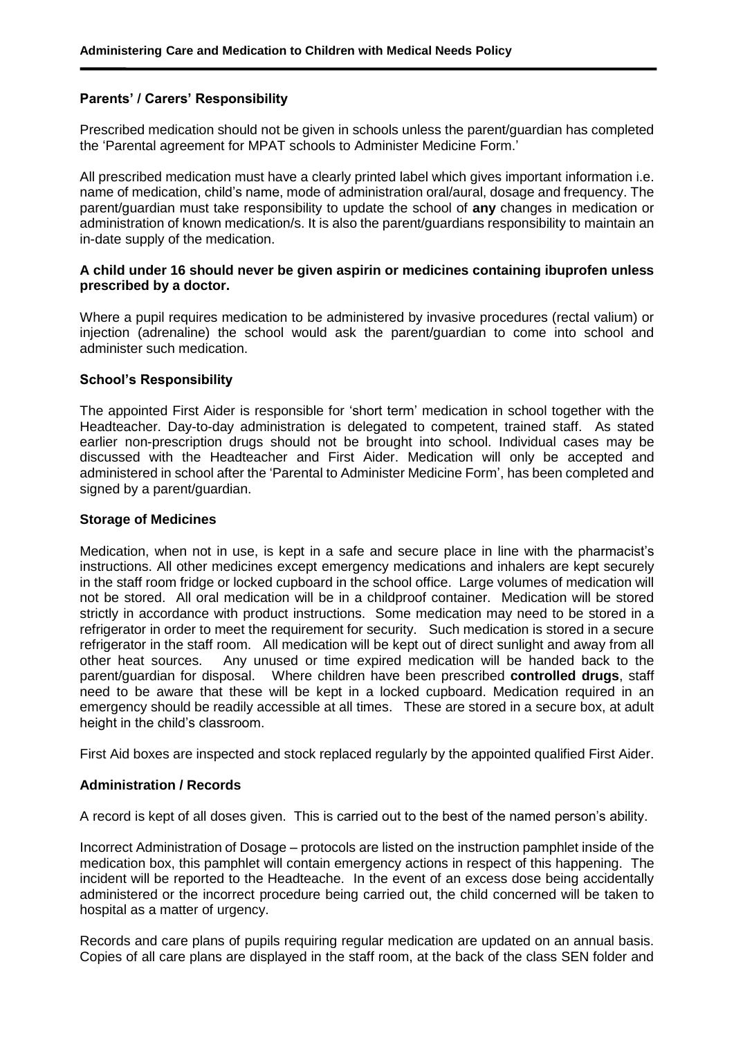### Parents' / Carers' Responsibility

Prescribed medication should not be given in schools unless the parent/guardian has completed the 'Parental agreement for MPAT schools to Administer Medicine Form.'

All prescribed medication must have a clearly printed label which gives important information i.e. name of medication, child's name, mode of administration oral/aural, dosage and frequency. The parent/guardian must take responsibility to update the school of **any** changes in medication or administration of known medication/s. It is also the parent/guardians responsibility to maintain an in-date supply of the medication.

**A child under 16 should never be given aspirin or medicines containing ibuprofen unless prescribed by a doctor.**

Where a pupil requires medication to be administered by invasive procedures (rectal valium) or injection (adrenaline) the school would ask the parent/guardian to come into school and administer such medication.

### School's Responsibility

The appointed First Aider is responsible for 'short term' medication in school together with the Headteacher. Day-to-day administration is delegated to competent, trained staff. As stated earlier non-prescription drugs should not be brought into school. Individual cases may be discussed with the Headteacher and First Aider. Medication will only be accepted and administered in school after the 'Parental to Administer Medicine Form', has been completed and signed by a parent/guardian.

### Storage of Medicines

Medication, when not in use, is kept in a safe and secure place in line with the pharmacist's instructions. All other medicines except emergency medications and inhalers are kept securely in the staff room fridge or locked cupboard in the school office. Large volumes of medication will not be stored. All oral medication will be in a childproof container. Medication will be stored strictly in accordance with product instructions. Some medication may need to be stored in a refrigerator in order to meet the requirement for security. Such medication is stored in a secure refrigerator in the staff room. All medication will be kept out of direct sunlight and away from all other heat sources. Any unused or time expired medication will be handed back to the parent/guardian for disposal. Where children have been prescribed **controlled drugs**, staff need to be aware that these will be kept in a locked cupboard. Medication required in an emergency should be readily accessible at all times. These are stored in a secure box, at adult height in the child's classroom.

First Aid boxes are inspected and stock replaced regularly by the appointed qualified First Aider.

### Administration / Records

A record is kept of all doses given. This is carried out to the best of the named person's ability.

Incorrect Administration of Dosage – protocols are listed on the instruction pamphlet inside of the medication box, this pamphlet will contain emergency actions in respect of this happening. The incident will be reported to the Headteache. In the event of an excess dose being accidentally administered or the incorrect procedure being carried out, the child concerned will be taken to hospital as a matter of urgency.

Records and care plans of pupils requiring regular medication are updated on an annual basis. Copies of all care plans are displayed in the staff room, at the back of the class SEN folder and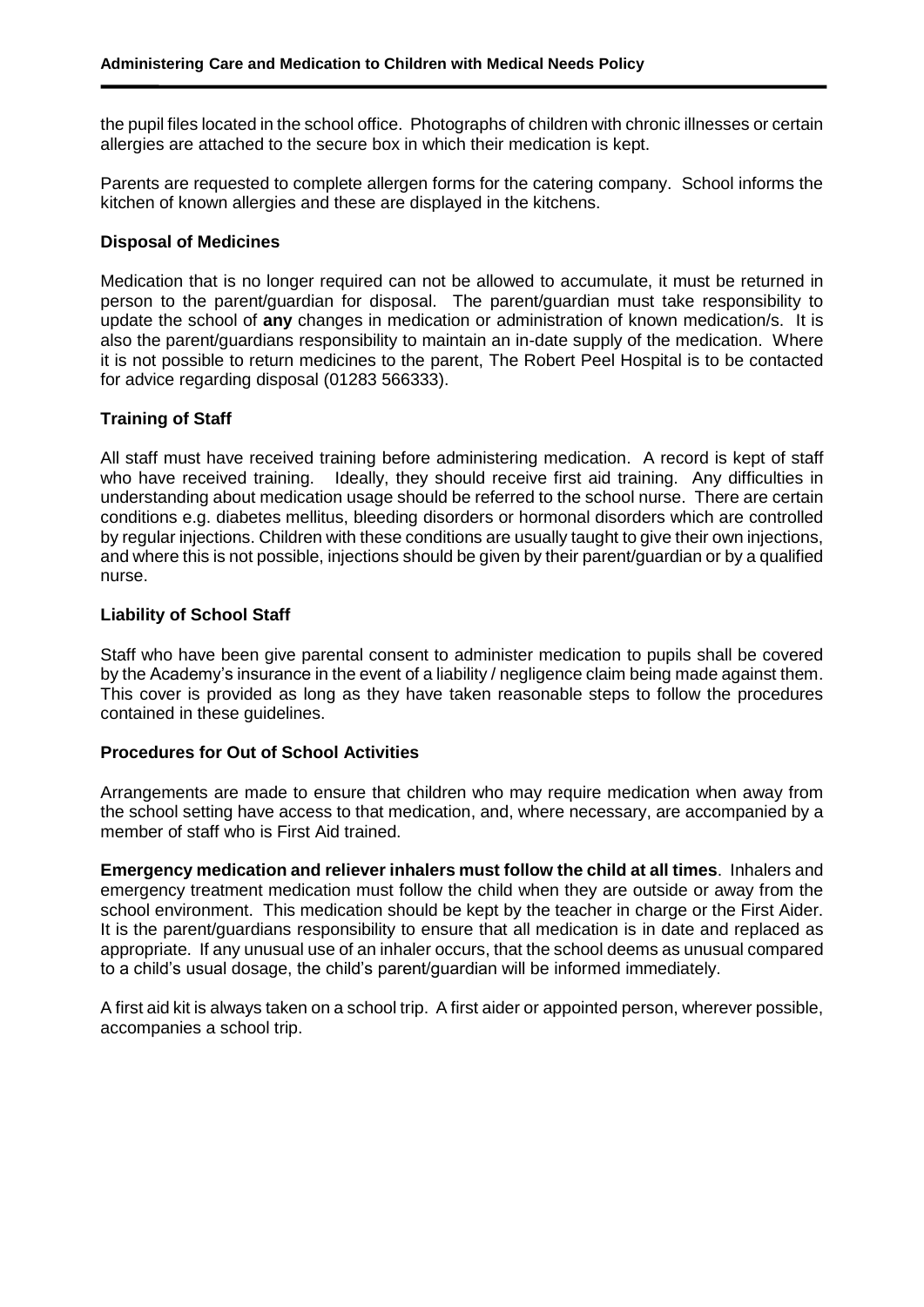the pupil files located in the school office. Photographs of children with chronic illnesses or certain allergies are attached to the secure box in which their medication is kept.

Parents are requested to complete allergen forms for the catering company. School informs the kitchen of known allergies and these are displayed in the kitchens.

### Disposal of Medicines

Medication that is no longer required can not be allowed to accumulate, it must be returned in person to the parent/guardian for disposal. The parent/guardian must take responsibility to update the school of **any** changes in medication or administration of known medication/s. It is also the parent/guardians responsibility to maintain an in-date supply of the medication. Where it is not possible to return medicines to the parent, The Robert Peel Hospital is to be contacted for advice regarding disposal (01283 566333).

### Training of Staff

All staff must have received training before administering medication. A record is kept of staff who have received training. Ideally, they should receive first aid training. Any difficulties in understanding about medication usage should be referred to the school nurse. There are certain conditions e.g. diabetes mellitus, bleeding disorders or hormonal disorders which are controlled by regular injections. Children with these conditions are usually taught to give their own injections, and where this is not possible, injections should be given by their parent/guardian or by a qualified nurse.

### Liability of School Staff

Staff who have been give parental consent to administer medication to pupils shall be covered by the Academy's insurance in the event of a liability / negligence claim being made against them. This cover is provided as long as they have taken reasonable steps to follow the procedures contained in these guidelines.

### Procedures for Out of School Activities

Arrangements are made to ensure that children who may require medication when away from the school setting have access to that medication, and, where necessary, are accompanied by a member of staff who is First Aid trained.

**Emergency medication and reliever inhalers must follow the child at all times**. Inhalers and emergency treatment medication must follow the child when they are outside or away from the school environment. This medication should be kept by the teacher in charge or the First Aider. It is the parent/guardians responsibility to ensure that all medication is in date and replaced as appropriate. If any unusual use of an inhaler occurs, that the school deems as unusual compared to a child's usual dosage, the child's parent/guardian will be informed immediately.

A first aid kit is always taken on a school trip. A first aider or appointed person, wherever possible, accompanies a school trip.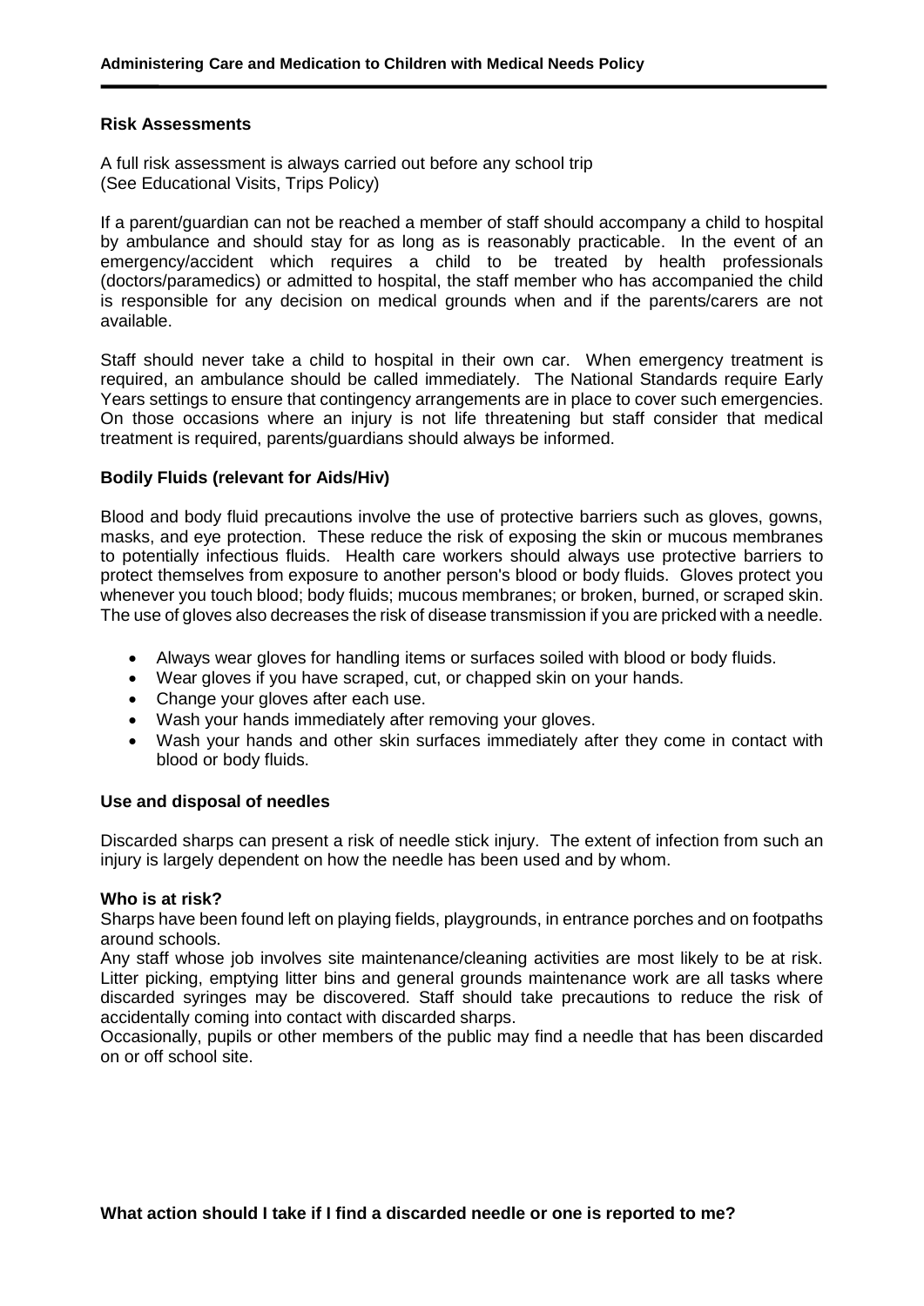### Risk Assessments

A full risk assessment is always carried out before any school trip
(See Educational Visits, Trips Policy)

If a parent/guardian can not be reached a member of staff should accompany a child to hospital by ambulance and should stay for as long as is reasonably practicable. In the event of an emergency/accident which requires a child to be treated by health professionals (doctors/paramedics) or admitted to hospital, the staff member who has accompanied the child is responsible for any decision on medical grounds when and if the parents/carers are not available.

Staff should never take a child to hospital in their own car. When emergency treatment is required, an ambulance should be called immediately. The National Standards require Early Years settings to ensure that contingency arrangements are in place to cover such emergencies. On those occasions where an injury is not life threatening but staff consider that medical treatment is required, parents/guardians should always be informed.

### Bodily Fluids (relevant for Aids/Hiv)

Blood and body fluid precautions involve the use of protective barriers such as gloves, gowns, masks, and eye protection. These reduce the risk of exposing the skin or mucous membranes to potentially infectious fluids. Health care workers should always use protective barriers to protect themselves from exposure to another person's blood or body fluids. Gloves protect you whenever you touch blood; body fluids; mucous membranes; or broken, burned, or scraped skin. The use of gloves also decreases the risk of disease transmission if you are pricked with a needle.

- Always wear gloves for handling items or surfaces soiled with blood or body fluids.
- Wear gloves if you have scraped, cut, or chapped skin on your hands.
- Change your gloves after each use.
- Wash your hands immediately after removing your gloves.
- Wash your hands and other skin surfaces immediately after they come in contact with blood or body fluids.

### Use and disposal of needles

Discarded sharps can present a risk of needle stick injury. The extent of infection from such an injury is largely dependent on how the needle has been used and by whom.

**Who is at risk?**

Sharps have been found left on playing fields, playgrounds, in entrance porches and on footpaths around schools.

Any staff whose job involves site maintenance/cleaning activities are most likely to be at risk. Litter picking, emptying litter bins and general grounds maintenance work are all tasks where discarded syringes may be discovered. Staff should take precautions to reduce the risk of accidentally coming into contact with discarded sharps.

Occasionally, pupils or other members of the public may find a needle that has been discarded on or off school site.

**What action should I take if I find a discarded needle or one is reported to me?**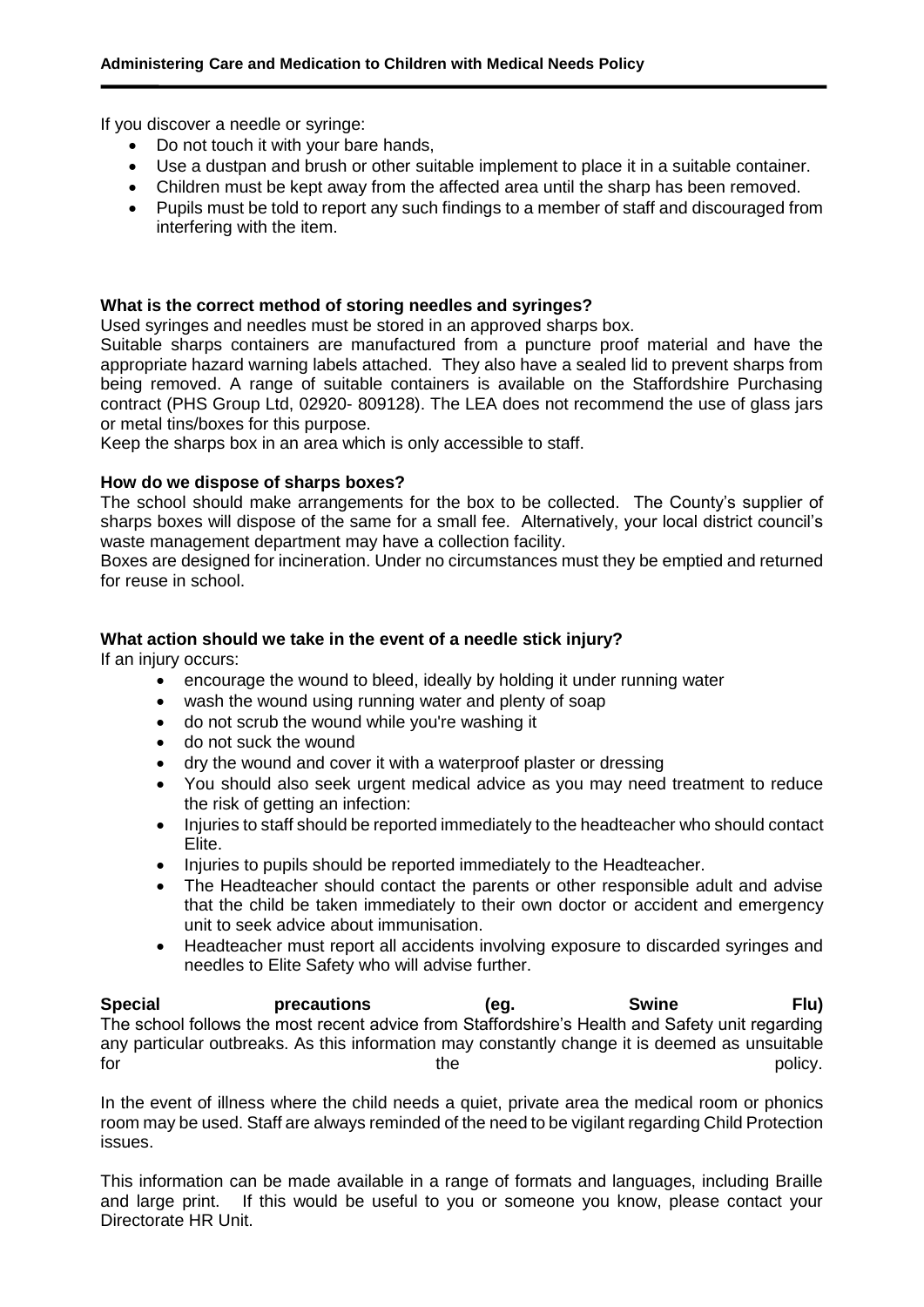If you discover a needle or syringe:

- Do not touch it with your bare hands,
- Use a dustpan and brush or other suitable implement to place it in a suitable container.
- Children must be kept away from the affected area until the sharp has been removed.
- Pupils must be told to report any such findings to a member of staff and discouraged from interfering with the item.

**What is the correct method of storing needles and syringes?**

Used syringes and needles must be stored in an approved sharps box.

Suitable sharps containers are manufactured from a puncture proof material and have the appropriate hazard warning labels attached. They also have a sealed lid to prevent sharps from being removed. A range of suitable containers is available on the Staffordshire Purchasing contract (PHS Group Ltd, 02920- 809128). The LEA does not recommend the use of glass jars or metal tins/boxes for this purpose.

Keep the sharps box in an area which is only accessible to staff.

**How do we dispose of sharps boxes?**

The school should make arrangements for the box to be collected. The County's supplier of sharps boxes will dispose of the same for a small fee. Alternatively, your local district council's waste management department may have a collection facility.

Boxes are designed for incineration. Under no circumstances must they be emptied and returned for reuse in school.

**What action should we take in the event of a needle stick injury?**

If an injury occurs:

- encourage the wound to bleed, ideally by holding it under running water
- wash the wound using running water and plenty of soap
- do not scrub the wound while you're washing it
- do not suck the wound
- dry the wound and cover it with a waterproof plaster or dressing
- You should also seek urgent medical advice as you may need treatment to reduce the risk of getting an infection:
- Injuries to staff should be reported immediately to the headteacher who should contact Elite.
- Injuries to pupils should be reported immediately to the Headteacher.
- The Headteacher should contact the parents or other responsible adult and advise that the child be taken immediately to their own doctor or accident and emergency unit to seek advice about immunisation.
- Headteacher must report all accidents involving exposure to discarded syringes and needles to Elite Safety who will advise further.

**Special precautions (eg. Swine Flu)**

The school follows the most recent advice from Staffordshire's Health and Safety unit regarding any particular outbreaks. As this information may constantly change it is deemed as unsuitable for the policy.

In the event of illness where the child needs a quiet, private area the medical room or phonics room may be used. Staff are always reminded of the need to be vigilant regarding Child Protection issues.

This information can be made available in a range of formats and languages, including Braille and large print. If this would be useful to you or someone you know, please contact your Directorate HR Unit.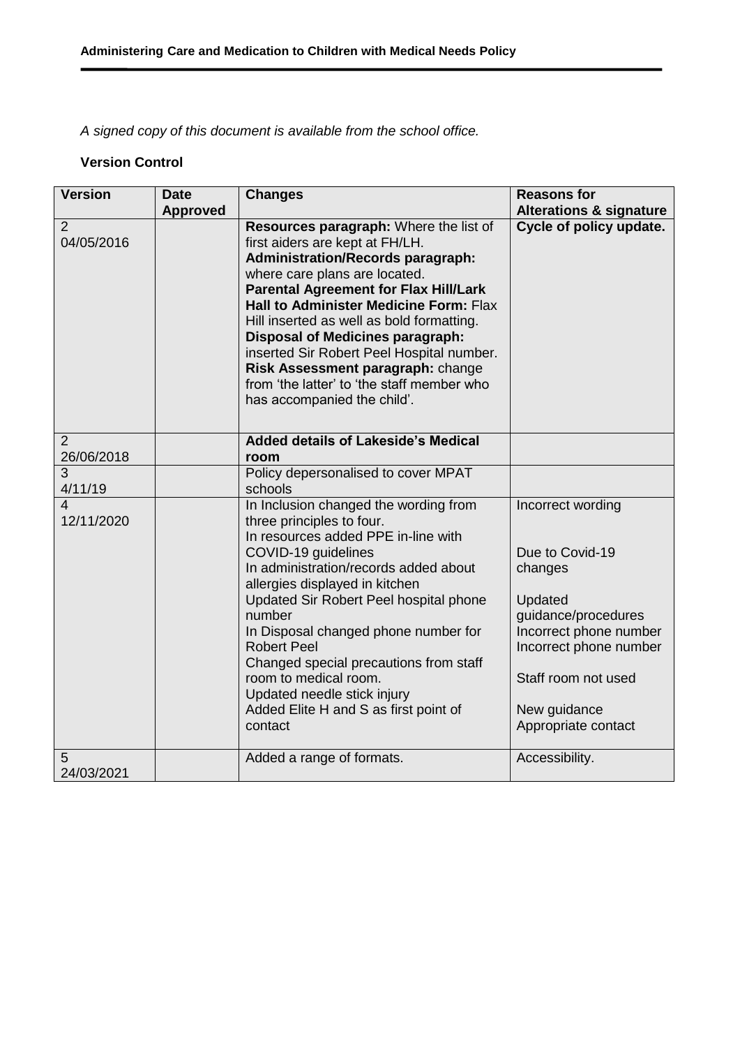*A signed copy of this document is available from the school office.*

**Version Control**

| **Version** | **Date Approved** | **Changes** | **Reasons for Alterations & signature** |
|---|---|---|---|
| 2 04/05/2016 | | **Resources paragraph:** Where the list of first aiders are kept at FH/LH. **Administration/Records paragraph:** where care plans are located. **Parental Agreement for Flax Hill/Lark Hall to Administer Medicine Form:** Flax Hill inserted as well as bold formatting. **Disposal of Medicines paragraph:** inserted Sir Robert Peel Hospital number. **Risk Assessment paragraph:** change from 'the latter' to 'the staff member who has accompanied the child'. | **Cycle of policy update.** |
| 2 26/06/2018 | | **Added details of Lakeside's Medical room** | |
| 3 4/11/19 | | Policy depersonalised to cover MPAT schools | |
| 4 12/11/2020 | | In Inclusion changed the wording from three principles to four. In resources added PPE in-line with COVID-19 guidelines In administration/records added about allergies displayed in kitchen Updated Sir Robert Peel hospital phone number In Disposal changed phone number for Robert Peel Changed special precautions from staff room to medical room. Updated needle stick injury Added Elite H and S as first point of contact | Incorrect wording Due to Covid-19 changes Updated guidance/procedures Incorrect phone number Incorrect phone number Staff room not used New guidance Appropriate contact |
| 5 24/03/2021 | | Added a range of formats. | Accessibility. |